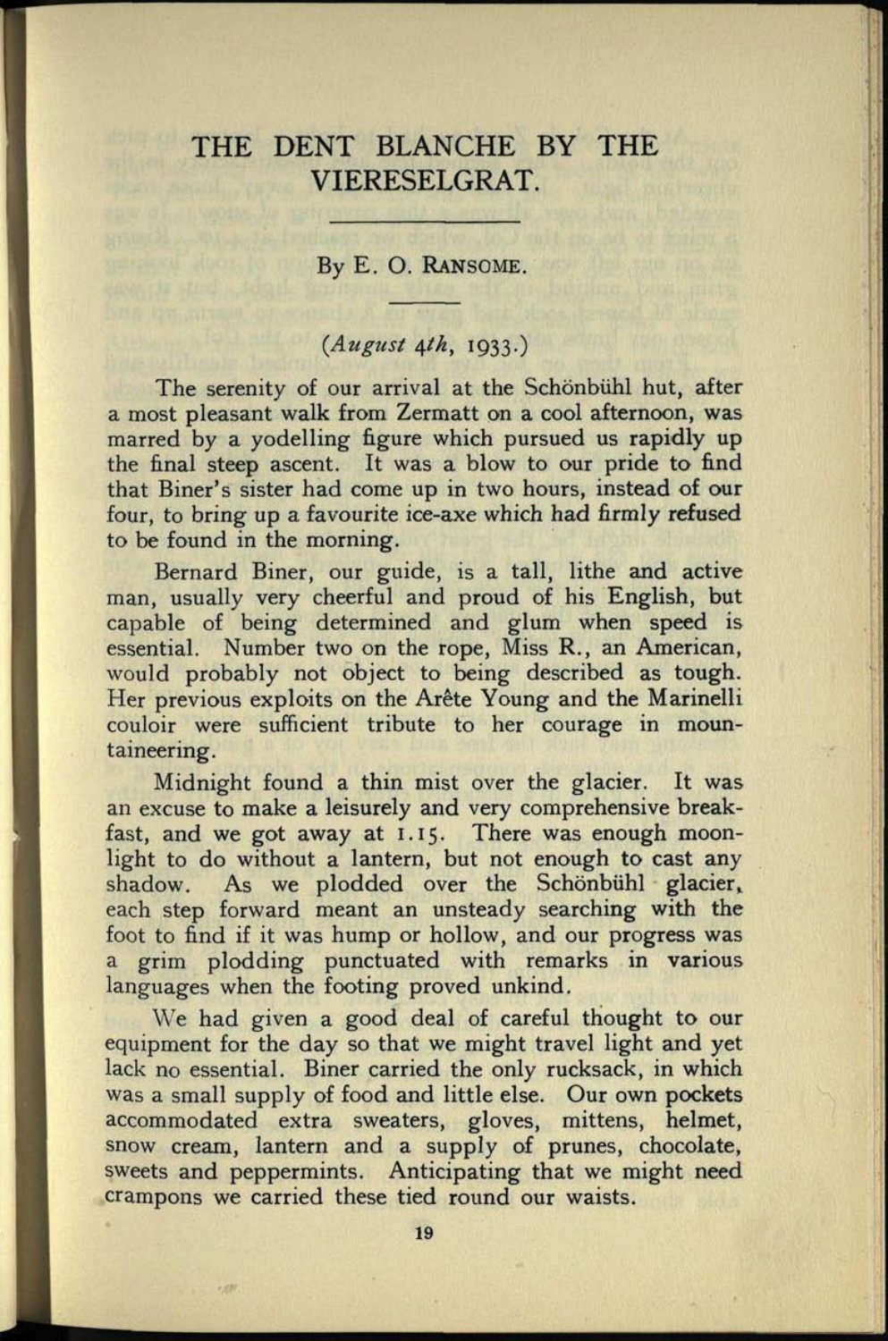# THE DENT BLANCHE BY THE VIERESELGRAT.

By E. O. Ransome.

*(August 4th, 1933.)*

The serenity of our arrival at the Schönbühl hut, after a most pleasant walk from Zermatt on a cool afternoon, was marred by a yodelling figure which pursued us rapidly up the final steep ascent. It was a blow to our pride to find that Biner's sister had come up in two hours, instead of our four, to bring up a favourite ice-axe which had firmly refused to be found in the morning.

Bernard Biner, our guide, is a tall, lithe and active man, usually very cheerful and proud of his English, but capable of being determined and glum when speed is essential. Number two on the rope, Miss R., an American, would probably not object to being described as tough. Her previous exploits on the Arête Young and the Marinelli couloir were sufficient tribute to her courage in mountaineering.

Midnight found a thin mist over the glacier. It was an excuse to make a leisurely and very comprehensive breakfast, and we got away at 1.15. There was enough moonlight to do without a lantern, but not enough to cast any shadow. As we plodded over the Schönbühl glacier, each step forward meant an unsteady searching with the foot to find if it was hump or hollow, and our progress was a grim plodding punctuated with remarks in various languages when the footing proved unkind.

We had given a good deal of careful thought to our equipment for the day so that we might travel light and yet lack no essential. Biner carried the only rucksack, in which was a small supply of food and little else. Our own pockets accommodated extra sweaters, gloves, mittens, helmet, snow cream, lantern and a supply of prunes, chocolate, sweets and peppermints. Anticipating that we might need crampons we carried these tied round our waists.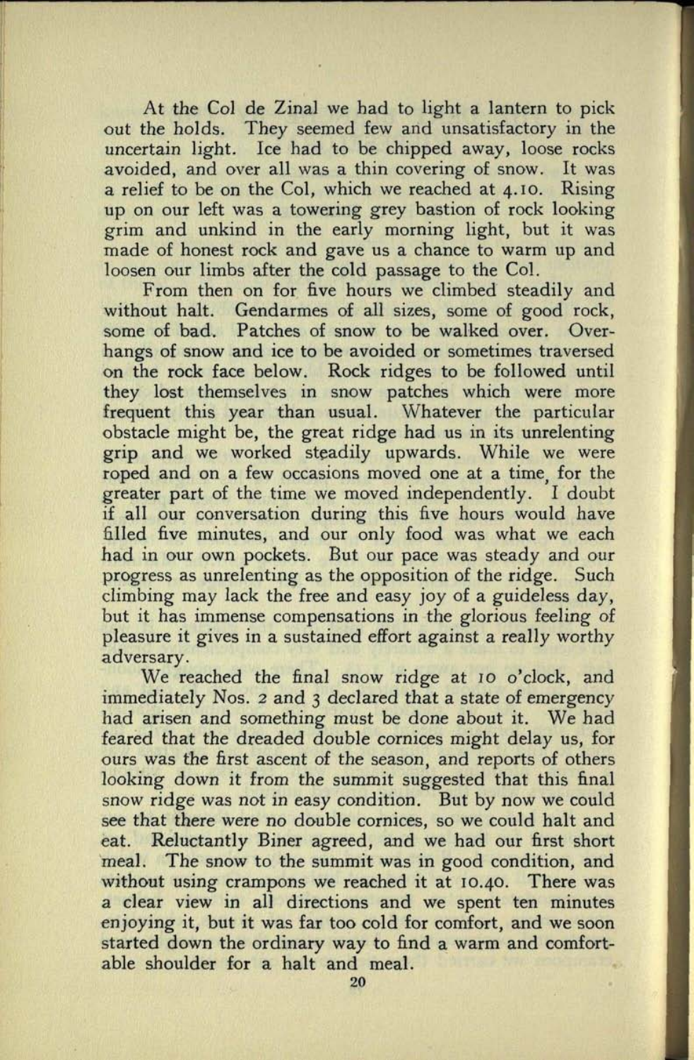At the Col de Zinal we had to light a lantern to pick out the holds. They seemed few and unsatisfactory in the uncertain light. Ice had to be chipped away, loose rocks avoided, and over all was a thin covering of snow. It was a relief to be on the Col, which we reached at 4.10. Rising up on our left was a towering grey bastion of rock looking grim and unkind in the early morning light, but it was made of honest rock and gave us a chance to warm up and loosen our limbs after the cold passage to the Col.

From then on for five hours we climbed steadily and without halt. Gendarmes of all sizes, some of good rock, some of bad. Patches of snow to be walked over. Overhangs of snow and ice to be avoided or sometimes traversed on the rock face below. Rock ridges to be followed until they lost themselves in snow patches which were more frequent this year than usual. Whatever the particular obstacle might be, the great ridge had us in its unrelenting grip and we worked steadily upwards. While we were roped and on a few occasions moved one at a time, for the greater part of the time we moved independently. I doubt if all our conversation during this five hours would have filled five minutes, and our only food was what we each had in our own pockets. But our pace was steady and our progress as unrelenting as the opposition of the ridge. Such climbing may lack the free and easy joy of a guideless day, but it has immense compensations in the glorious feeling of pleasure it gives in a sustained effort against a really worthy adversary.

We reached the final snow ridge at 10 o'clock, and immediately Nos. 2 and 3 declared that a state of emergency had arisen and something must be done about it. We had feared that the dreaded double cornices might delay us, for ours was the first ascent of the season, and reports of others looking down it from the summit suggested that this final snow ridge was not in easy condition. But by now we could see that there were no double cornices, so we could halt and eat. Reluctantly Biner agreed, and we had our first short meal. The snow to the summit was in good condition, and without using crampons we reached it at 10.40. There was a clear view in all directions and we spent ten minutes enjoying it, but it was far too cold for comfort, and we soon started down the ordinary way to find a warm and comfortable shoulder for a halt and meal.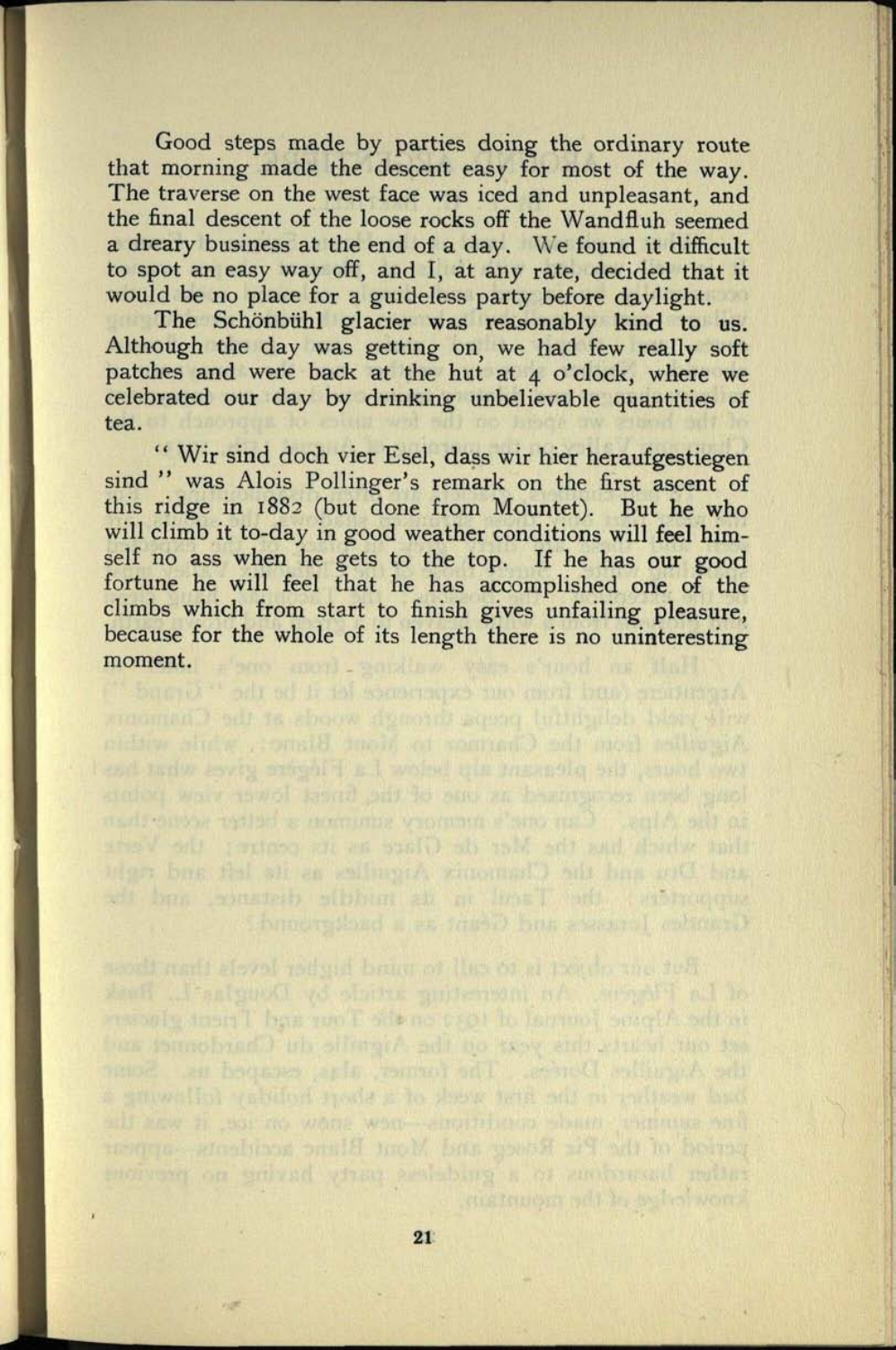Good steps made by parties doing the ordinary route that morning made the descent easy for most of the way. The traverse on the west face was iced and unpleasant, and the final descent of the loose rocks off the Wandfluh seemed a dreary business at the end of a day. We found it difficult to spot an easy way off, and I, at any rate, decided that it would be no place for a guideless party before daylight.

The Schönbühl glacier was reasonably kind to us. Although the day was getting on, we had few really soft patches and were back at the hut at 4 o'clock, where we celebrated our day by drinking unbelievable quantities of tea.

" Wir sind doch vier Esel, dass wir hier heraufgestiegen sind " was Alois Pollinger's remark on the first ascent of this ridge in 1882 (but done from Mountet). But he who will climb it to-day in good weather conditions will feel himself no ass when he gets to the top. If he has our good fortune he will feel that he has accomplished one of the climbs which from start to finish gives unfailing pleasure, because for the whole of its length there is no uninteresting moment.